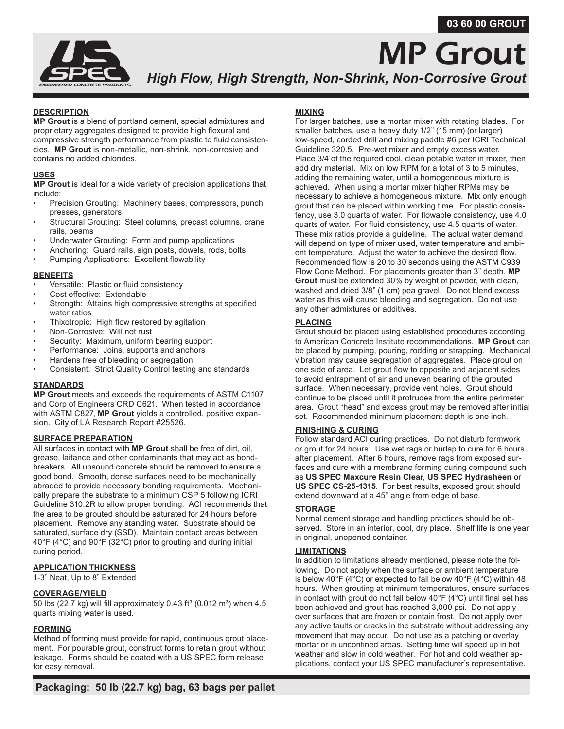03 60 00 GROUT

# MP Grout

***High Flow, High Strength, Non-Shrink, Non-Corrosive Grout***

## DESCRIPTION

**MP Grout** is a blend of portland cement, special admixtures and proprietary aggregates designed to provide high flexural and compressive strength performance from plastic to fluid consistencies. **MP Grout** is non-metallic, non-shrink, non-corrosive and contains no added chlorides.

## USES

**MP Grout** is ideal for a wide variety of precision applications that include:

- Precision Grouting: Machinery bases, compressors, punch presses, generators
- Structural Grouting: Steel columns, precast columns, crane rails, beams
- Underwater Grouting: Form and pump applications
- Anchoring: Guard rails, sign posts, dowels, rods, bolts
- Pumping Applications: Excellent flowability

## BENEFITS

- Versatile: Plastic or fluid consistency
- Cost effective: Extendable
- Strength: Attains high compressive strengths at specified water ratios
- Thixotropic: High flow restored by agitation
- Non-Corrosive: Will not rust
- Security: Maximum, uniform bearing support
- Performance: Joins, supports and anchors
- Hardens free of bleeding or segregation
- Consistent: Strict Quality Control testing and standards

## STANDARDS

**MP Grout** meets and exceeds the requirements of ASTM C1107 and Corp of Engineers CRD C621. When tested in accordance with ASTM C827, **MP Grout** yields a controlled, positive expansion. City of LA Research Report #25526.

## SURFACE PREPARATION

All surfaces in contact with **MP Grout** shall be free of dirt, oil, grease, laitance and other contaminants that may act as bondbreakers. All unsound concrete should be removed to ensure a good bond. Smooth, dense surfaces need to be mechanically abraded to provide necessary bonding requirements. Mechanically prepare the substrate to a minimum CSP 5 following ICRI Guideline 310.2R to allow proper bonding. ACI recommends that the area to be grouted should be saturated for 24 hours before placement. Remove any standing water. Substrate should be saturated, surface dry (SSD). Maintain contact areas between 40°F (4°C) and 90°F (32°C) prior to grouting and during initial curing period.

## APPLICATION THICKNESS

1-3" Neat, Up to 8" Extended

## COVERAGE/YIELD

50 lbs (22.7 kg) will fill approximately 0.43 ft³ (0.012 m³) when 4.5 quarts mixing water is used.

## FORMING

Method of forming must provide for rapid, continuous grout placement. For pourable grout, construct forms to retain grout without leakage. Forms should be coated with a US SPEC form release for easy removal.

## MIXING

For larger batches, use a mortar mixer with rotating blades. For smaller batches, use a heavy duty 1/2" (15 mm) (or larger) low-speed, corded drill and mixing paddle #6 per ICRI Technical Guideline 320.5. Pre-wet mixer and empty excess water. Place 3/4 of the required cool, clean potable water in mixer, then add dry material. Mix on low RPM for a total of 3 to 5 minutes, adding the remaining water, until a homogeneous mixture is achieved. When using a mortar mixer higher RPMs may be necessary to achieve a homogeneous mixture. Mix only enough grout that can be placed within working time. For plastic consistency, use 3.0 quarts of water. For flowable consistency, use 4.0 quarts of water. For fluid consistency, use 4.5 quarts of water. These mix ratios provide a guideline. The actual water demand will depend on type of mixer used, water temperature and ambient temperature. Adjust the water to achieve the desired flow. Recommended flow is 20 to 30 seconds using the ASTM C939 Flow Cone Method. For placements greater than 3" depth, **MP Grout** must be extended 30% by weight of powder, with clean, washed and dried 3/8" (1 cm) pea gravel. Do not blend excess water as this will cause bleeding and segregation. Do not use any other admixtures or additives.

## PLACING

Grout should be placed using established procedures according to American Concrete Institute recommendations. **MP Grout** can be placed by pumping, pouring, rodding or strapping. Mechanical vibration may cause segregation of aggregates. Place grout on one side of area. Let grout flow to opposite and adjacent sides to avoid entrapment of air and uneven bearing of the grouted surface. When necessary, provide vent holes. Grout should continue to be placed until it protrudes from the entire perimeter area. Grout "head" and excess grout may be removed after initial set. Recommended minimum placement depth is one inch.

## FINISHING & CURING

Follow standard ACI curing practices. Do not disturb formwork or grout for 24 hours. Use wet rags or burlap to cure for 6 hours after placement. After 6 hours, remove rags from exposed surfaces and cure with a membrane forming curing compound such as **US SPEC Maxcure Resin Clear**, **US SPEC Hydrasheen** or **US SPEC CS-25-1315**. For best results, exposed grout should extend downward at a 45° angle from edge of base.

## STORAGE

Normal cement storage and handling practices should be observed. Store in an interior, cool, dry place. Shelf life is one year in original, unopened container.

## LIMITATIONS

In addition to limitations already mentioned, please note the following. Do not apply when the surface or ambient temperature is below 40°F (4°C) or expected to fall below 40°F (4°C) within 48 hours. When grouting at minimum temperatures, ensure surfaces in contact with grout do not fall below 40°F (4°C) until final set has been achieved and grout has reached 3,000 psi. Do not apply over surfaces that are frozen or contain frost. Do not apply over any active faults or cracks in the substrate without addressing any movement that may occur. Do not use as a patching or overlay mortar or in unconfined areas. Setting time will speed up in hot weather and slow in cold weather. For hot and cold weather applications, contact your US SPEC manufacturer's representative.

**Packaging: 50 lb (22.7 kg) bag, 63 bags per pallet**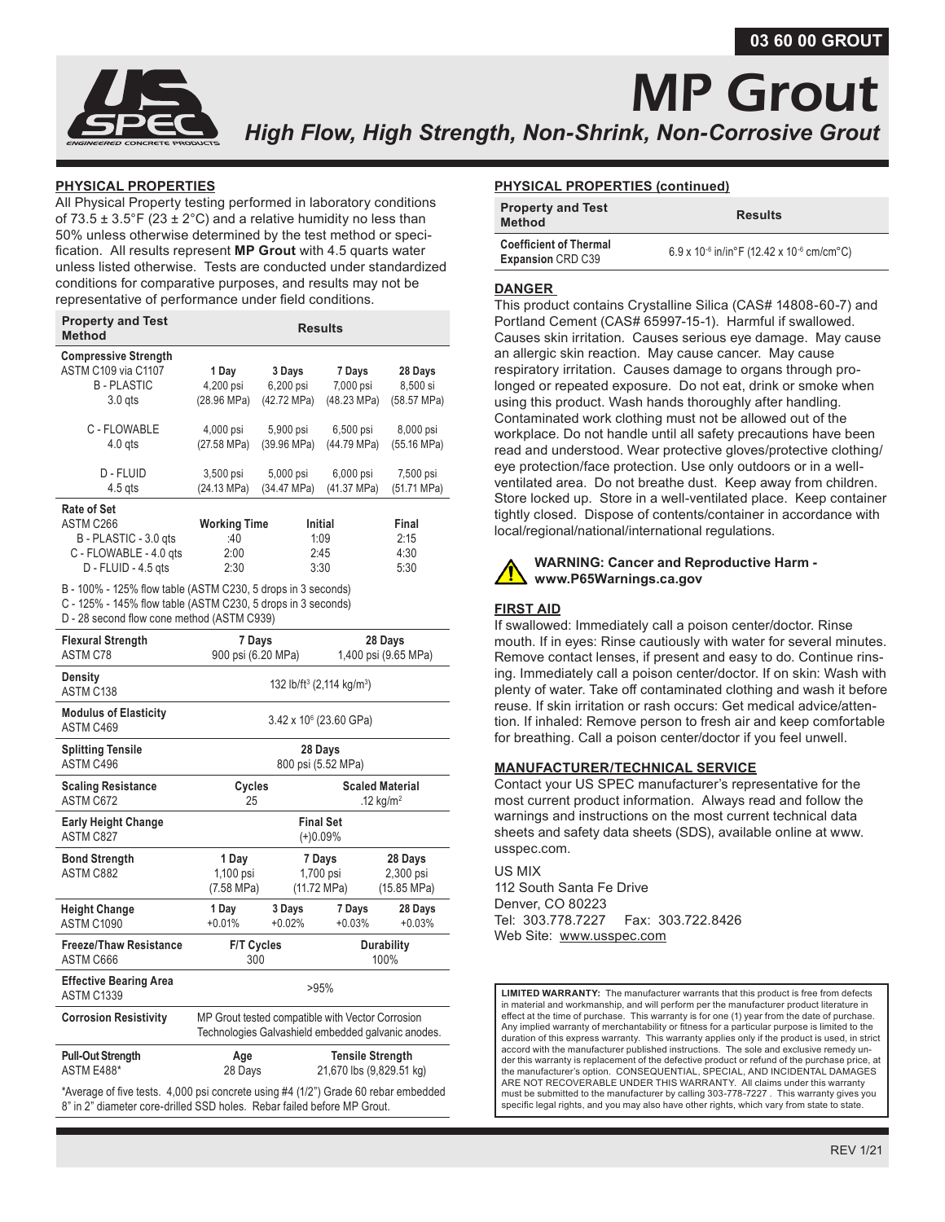03 60 00 GROUT

# MP Grout

## *High Flow, High Strength, Non-Shrink, Non-Corrosive Grout*

### PHYSICAL PROPERTIES

All Physical Property testing performed in laboratory conditions of 73.5 ± 3.5°F (23 ± 2°C) and a relative humidity no less than 50% unless otherwise determined by the test method or specification. All results represent **MP Grout** with 4.5 quarts water unless listed otherwise. Tests are conducted under standardized conditions for comparative purposes, and results may not be representative of performance under field conditions.

| Property and Test Method | Results | | | |
|---|---|---|---|---|
| **Compressive Strength** ASTM C109 via C1107 | 1 Day | 3 Days | 7 Days | 28 Days |
| B - PLASTIC 3.0 qts | 4,200 psi (28.96 MPa) | 6,200 psi (42.72 MPa) | 7,000 psi (48.23 MPa) | 8,500 si (58.57 MPa) |
| C - FLOWABLE 4.0 qts | 4,000 psi (27.58 MPa) | 5,900 psi (39.96 MPa) | 6,500 psi (44.79 MPa) | 8,000 psi (55.16 MPa) |
| D - FLUID 4.5 qts | 3,500 psi (24.13 MPa) | 5,000 psi (34.47 MPa) | 6,000 psi (41.37 MPa) | 7,500 psi (51.71 MPa) |

| Property and Test Method | Working Time | Initial | Final |
|---|---|---|---|
| **Rate of Set** ASTM C266 | | | |
| B - PLASTIC - 3.0 qts | :40 | 1:09 | 2:15 |
| C - FLOWABLE - 4.0 qts | 2:00 | 2:45 | 4:30 |
| D - FLUID - 4.5 qts | 2:30 | 3:30 | 5:30 |

B - 100% - 125% flow table (ASTM C230, 5 drops in 3 seconds)
C - 125% - 145% flow table (ASTM C230, 5 drops in 3 seconds)
D - 28 second flow cone method (ASTM C939)

| Property and Test Method | Results | | | |
|---|---|---|---|---|
| **Flexural Strength** ASTM C78 | 7 Days: 900 psi (6.20 MPa) | | 28 Days: 1,400 psi (9.65 MPa) | |
| **Density** ASTM C138 | 132 lb/ft$^3$ (2,114 kg/m$^3$) | | | |
| **Modulus of Elasticity** ASTM C469 | $3.42 \times 10^6$ (23.60 GPa) | | | |
| **Splitting Tensile** ASTM C496 | 28 Days: 800 psi (5.52 MPa) | | | |
| **Scaling Resistance** ASTM C672 | Cycles: 25 | | Scaled Material: .12 kg/m$^2$ | |
| **Early Height Change** ASTM C827 | Final Set: (+)0.09% | | | |
| **Bond Strength** ASTM C882 | 1 Day: 1,100 psi (7.58 MPa) | 7 Days: 1,700 psi (11.72 MPa) | 28 Days: 2,300 psi (15.85 MPa) | |
| **Height Change** ASTM C1090 | 1 Day: +0.01% | 3 Days: +0.02% | 7 Days: +0.03% | 28 Days: +0.03% |
| **Freeze/Thaw Resistance** ASTM C666 | F/T Cycles: 300 | | Durability: 100% | |
| **Effective Bearing Area** ASTM C1339 | >95% | | | |
| **Corrosion Resistivity** | MP Grout tested compatible with Vector Corrosion Technologies Galvashield embedded galvanic anodes. | | | |
| **Pull-Out Strength** ASTM E488* | Age: 28 Days | | Tensile Strength: 21,670 lbs (9,829.51 kg) | |

*Average of five tests. 4,000 psi concrete using #4 (1/2") Grade 60 rebar embedded 8" in 2" diameter core-drilled SSD holes. Rebar failed before MP Grout.

### PHYSICAL PROPERTIES (continued)

| Property and Test Method | Results |
|---|---|
| **Coefficient of Thermal Expansion** CRD C39 | $6.9 \times 10^{-6}$ in/in°F ($12.42 \times 10^{-6}$ cm/cm°C) |

### DANGER

This product contains Crystalline Silica (CAS# 14808-60-7) and Portland Cement (CAS# 65997-15-1). Harmful if swallowed. Causes skin irritation. Causes serious eye damage. May cause an allergic skin reaction. May cause cancer. May cause respiratory irritation. Causes damage to organs through prolonged or repeated exposure. Do not eat, drink or smoke when using this product. Wash hands thoroughly after handling. Contaminated work clothing must not be allowed out of the workplace. Do not handle until all safety precautions have been read and understood. Wear protective gloves/protective clothing/eye protection/face protection. Use only outdoors or in a well-ventilated area. Do not breathe dust. Keep away from children. Store locked up. Store in a well-ventilated place. Keep container tightly closed. Dispose of contents/container in accordance with local/regional/national/international regulations.

**WARNING: Cancer and Reproductive Harm - www.P65Warnings.ca.gov**

### FIRST AID

If swallowed: Immediately call a poison center/doctor. Rinse mouth. If in eyes: Rinse cautiously with water for several minutes. Remove contact lenses, if present and easy to do. Continue rinsing. Immediately call a poison center/doctor. If on skin: Wash with plenty of water. Take off contaminated clothing and wash it before reuse. If skin irritation or rash occurs: Get medical advice/attention. If inhaled: Remove person to fresh air and keep comfortable for breathing. Call a poison center/doctor if you feel unwell.

### MANUFACTURER/TECHNICAL SERVICE

Contact your US SPEC manufacturer's representative for the most current product information. Always read and follow the warnings and instructions on the most current technical data sheets and safety data sheets (SDS), available online at www.usspec.com.

US MIX
112 South Santa Fe Drive
Denver, CO 80223
Tel: 303.778.7227 Fax: 303.722.8426
Web Site: www.usspec.com

**LIMITED WARRANTY:** The manufacturer warrants that this product is free from defects in material and workmanship, and will perform per the manufacturer product literature in effect at the time of purchase. This warranty is for one (1) year from the date of purchase. Any implied warranty of merchantability or fitness for a particular purpose is limited to the duration of this express warranty. This warranty applies only if the product is used, in strict accord with the manufacturer published instructions. The sole and exclusive remedy under this warranty is replacement of the defective product or refund of the purchase price, at the manufacturer's option. CONSEQUENTIAL, SPECIAL, AND INCIDENTAL DAMAGES ARE NOT RECOVERABLE UNDER THIS WARRANTY. All claims under this warranty must be submitted to the manufacturer by calling 303-778-7227 . This warranty gives you specific legal rights, and you may also have other rights, which vary from state to state.

REV 1/21